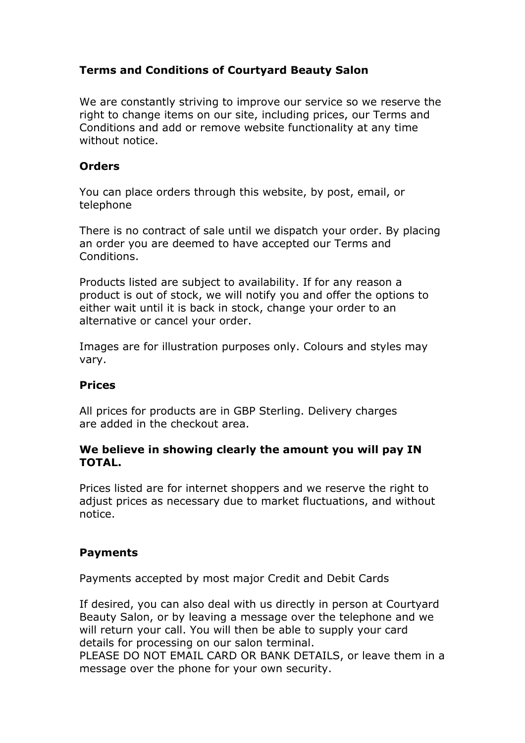# Terms and Conditions of Courtyard Beauty Salon

We are constantly striving to improve our service so we reserve the right to change items on our site, including prices, our Terms and Conditions and add or remove website functionality at any time without notice.

## Orders

You can place orders through this website, by post, email, or telephone

There is no contract of sale until we dispatch your order. By placing an order you are deemed to have accepted our Terms and Conditions.

Products listed are subject to availability. If for any reason a product is out of stock, we will notify you and offer the options to either wait until it is back in stock, change your order to an alternative or cancel your order.

Images are for illustration purposes only. Colours and styles may vary.

## Prices

All prices for products are in GBP Sterling. Delivery charges are added in the checkout area.

**We believe in showing clearly the amount you will pay IN TOTAL.**

Prices listed are for internet shoppers and we reserve the right to adjust prices as necessary due to market fluctuations, and without notice.

## Payments

Payments accepted by most major Credit and Debit Cards

If desired, you can also deal with us directly in person at Courtyard Beauty Salon, or by leaving a message over the telephone and we will return your call. You will then be able to supply your card details for processing on our salon terminal.
PLEASE DO NOT EMAIL CARD OR BANK DETAILS, or leave them in a message over the phone for your own security.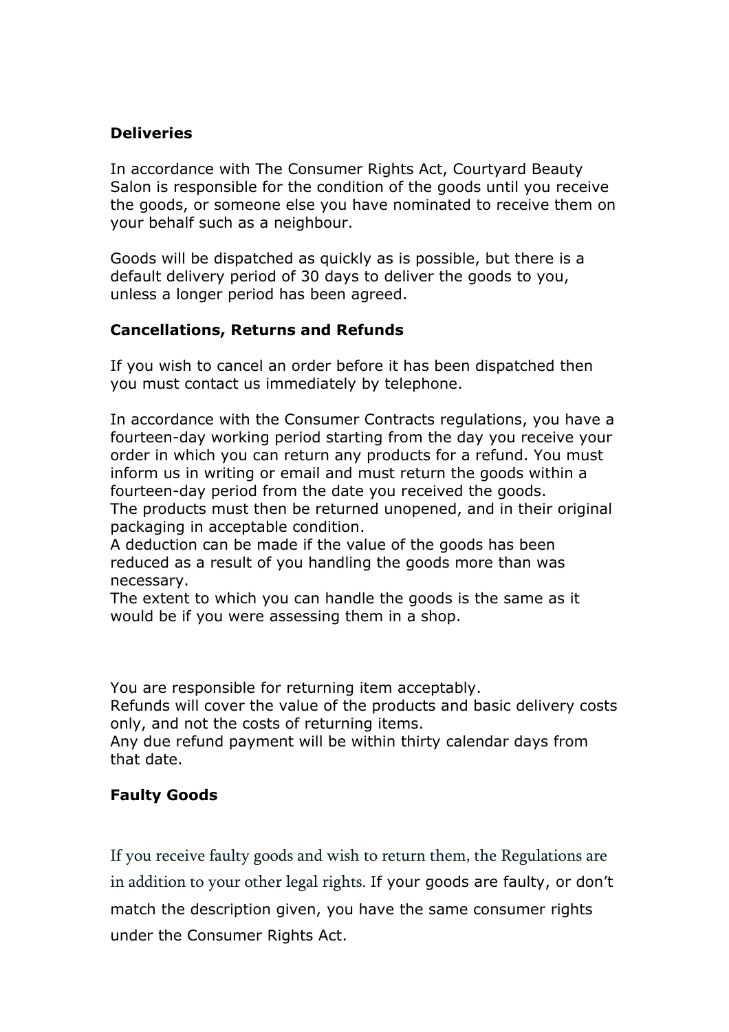## Deliveries

In accordance with The Consumer Rights Act, Courtyard Beauty Salon is responsible for the condition of the goods until you receive the goods, or someone else you have nominated to receive them on your behalf such as a neighbour.

Goods will be dispatched as quickly as is possible, but there is a default delivery period of 30 days to deliver the goods to you, unless a longer period has been agreed.

## Cancellations, Returns and Refunds

If you wish to cancel an order before it has been dispatched then you must contact us immediately by telephone.

In accordance with the Consumer Contracts regulations, you have a fourteen-day working period starting from the day you receive your order in which you can return any products for a refund. You must inform us in writing or email and must return the goods within a fourteen-day period from the date you received the goods.
The products must then be returned unopened, and in their original packaging in acceptable condition.
A deduction can be made if the value of the goods has been reduced as a result of you handling the goods more than was necessary.
The extent to which you can handle the goods is the same as it would be if you were assessing them in a shop.

You are responsible for returning item acceptably.
Refunds will cover the value of the products and basic delivery costs only, and not the costs of returning items.
Any due refund payment will be within thirty calendar days from that date.

## Faulty Goods

If you receive faulty goods and wish to return them, the Regulations are in addition to your other legal rights. If your goods are faulty, or don't match the description given, you have the same consumer rights under the Consumer Rights Act.